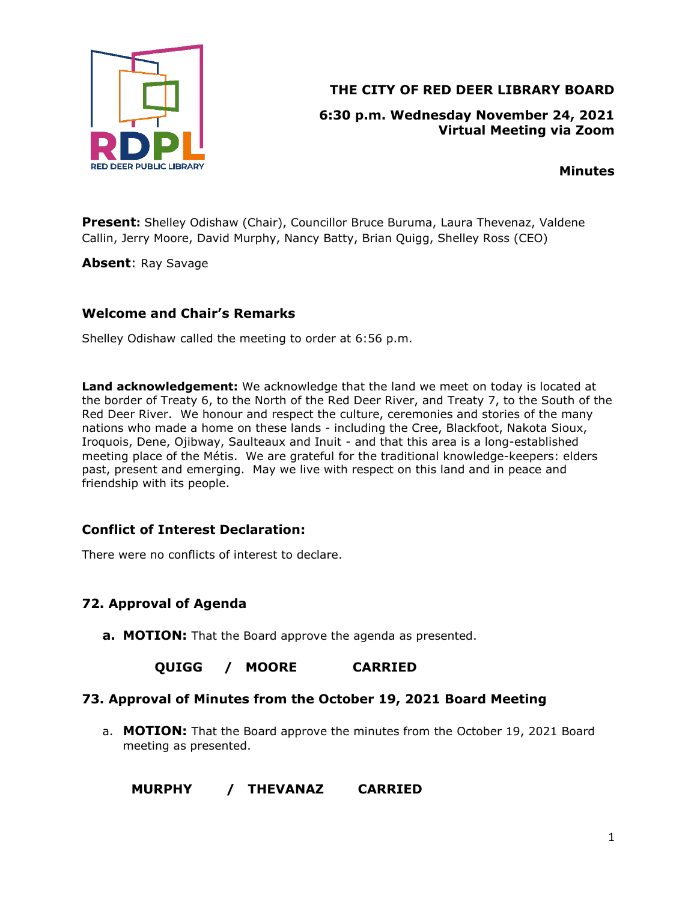RED DEER PUBLIC LIBRARY

# THE CITY OF RED DEER LIBRARY BOARD

**6:30 p.m. Wednesday November 24, 2021**
**Virtual Meeting via Zoom**

**Minutes**

**Present:** Shelley Odishaw (Chair), Councillor Bruce Buruma, Laura Thevenaz, Valdene Callin, Jerry Moore, David Murphy, Nancy Batty, Brian Quigg, Shelley Ross (CEO)

**Absent**: Ray Savage

## Welcome and Chair's Remarks

Shelley Odishaw called the meeting to order at 6:56 p.m.

**Land acknowledgement:** We acknowledge that the land we meet on today is located at the border of Treaty 6, to the North of the Red Deer River, and Treaty 7, to the South of the Red Deer River. We honour and respect the culture, ceremonies and stories of the many nations who made a home on these lands - including the Cree, Blackfoot, Nakota Sioux, Iroquois, Dene, Ojibway, Saulteaux and Inuit - and that this area is a long-established meeting place of the Métis. We are grateful for the traditional knowledge-keepers: elders past, present and emerging. May we live with respect on this land and in peace and friendship with its people.

## Conflict of Interest Declaration:

There were no conflicts of interest to declare.

## 72. Approval of Agenda

a. **MOTION:** That the Board approve the agenda as presented.

**QUIGG / MOORE CARRIED**

## 73. Approval of Minutes from the October 19, 2021 Board Meeting

a. **MOTION:** That the Board approve the minutes from the October 19, 2021 Board meeting as presented.

**MURPHY / THEVANAZ CARRIED**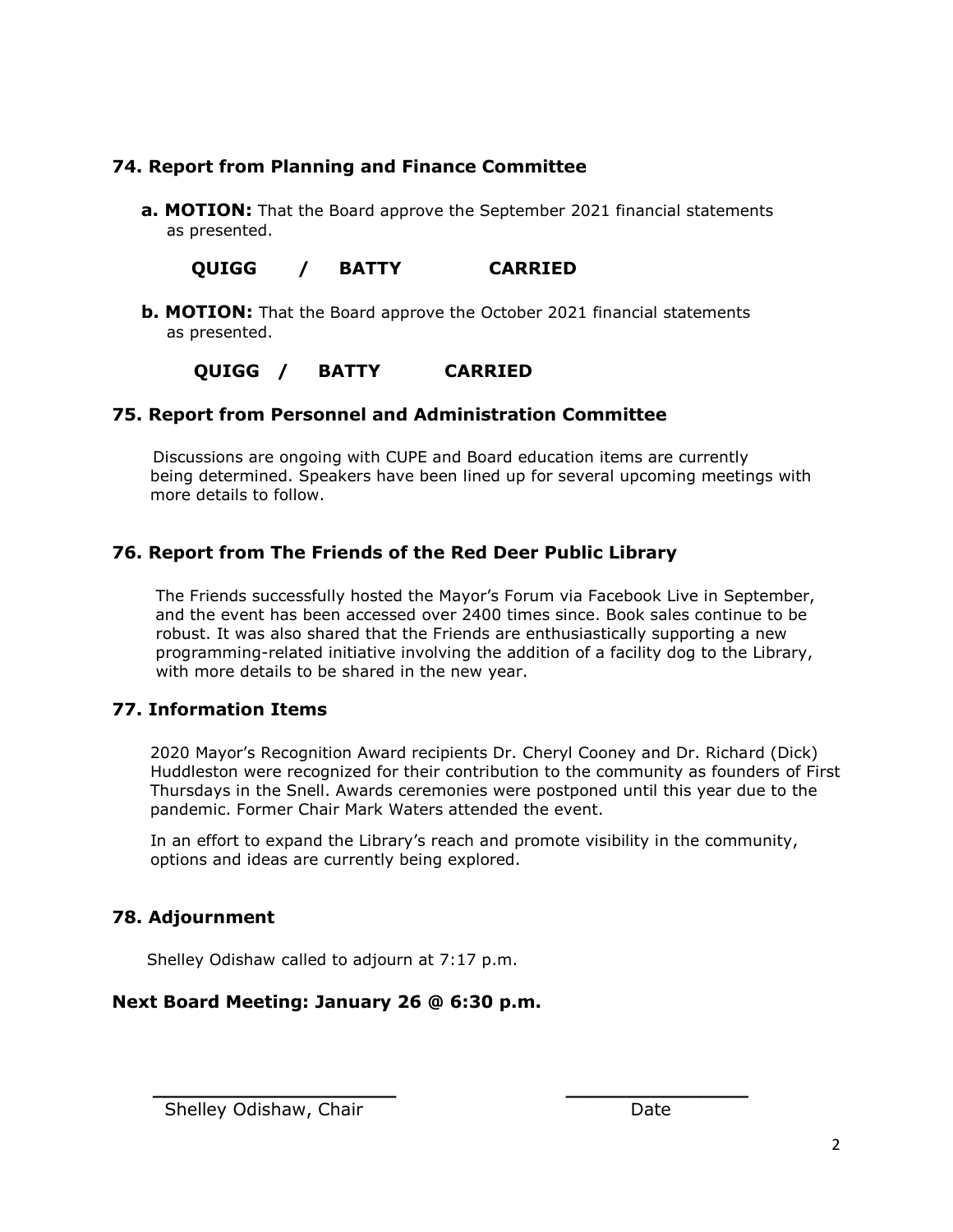## 74. Report from Planning and Finance Committee

**a. MOTION:** That the Board approve the September 2021 financial statements as presented.

**QUIGG / BATTY CARRIED**

**b. MOTION:** That the Board approve the October 2021 financial statements as presented.

**QUIGG / BATTY CARRIED**

## 75. Report from Personnel and Administration Committee

Discussions are ongoing with CUPE and Board education items are currently being determined. Speakers have been lined up for several upcoming meetings with more details to follow.

## 76. Report from The Friends of the Red Deer Public Library

The Friends successfully hosted the Mayor's Forum via Facebook Live in September, and the event has been accessed over 2400 times since. Book sales continue to be robust. It was also shared that the Friends are enthusiastically supporting a new programming-related initiative involving the addition of a facility dog to the Library, with more details to be shared in the new year.

## 77. Information Items

2020 Mayor's Recognition Award recipients Dr. Cheryl Cooney and Dr. Richard (Dick) Huddleston were recognized for their contribution to the community as founders of First Thursdays in the Snell. Awards ceremonies were postponed until this year due to the pandemic. Former Chair Mark Waters attended the event.

In an effort to expand the Library's reach and promote visibility in the community, options and ideas are currently being explored.

## 78. Adjournment

Shelley Odishaw called to adjourn at 7:17 p.m.

**Next Board Meeting: January 26 @ 6:30 p.m.**

______________________ ________________

Shelley Odishaw, Chair Date